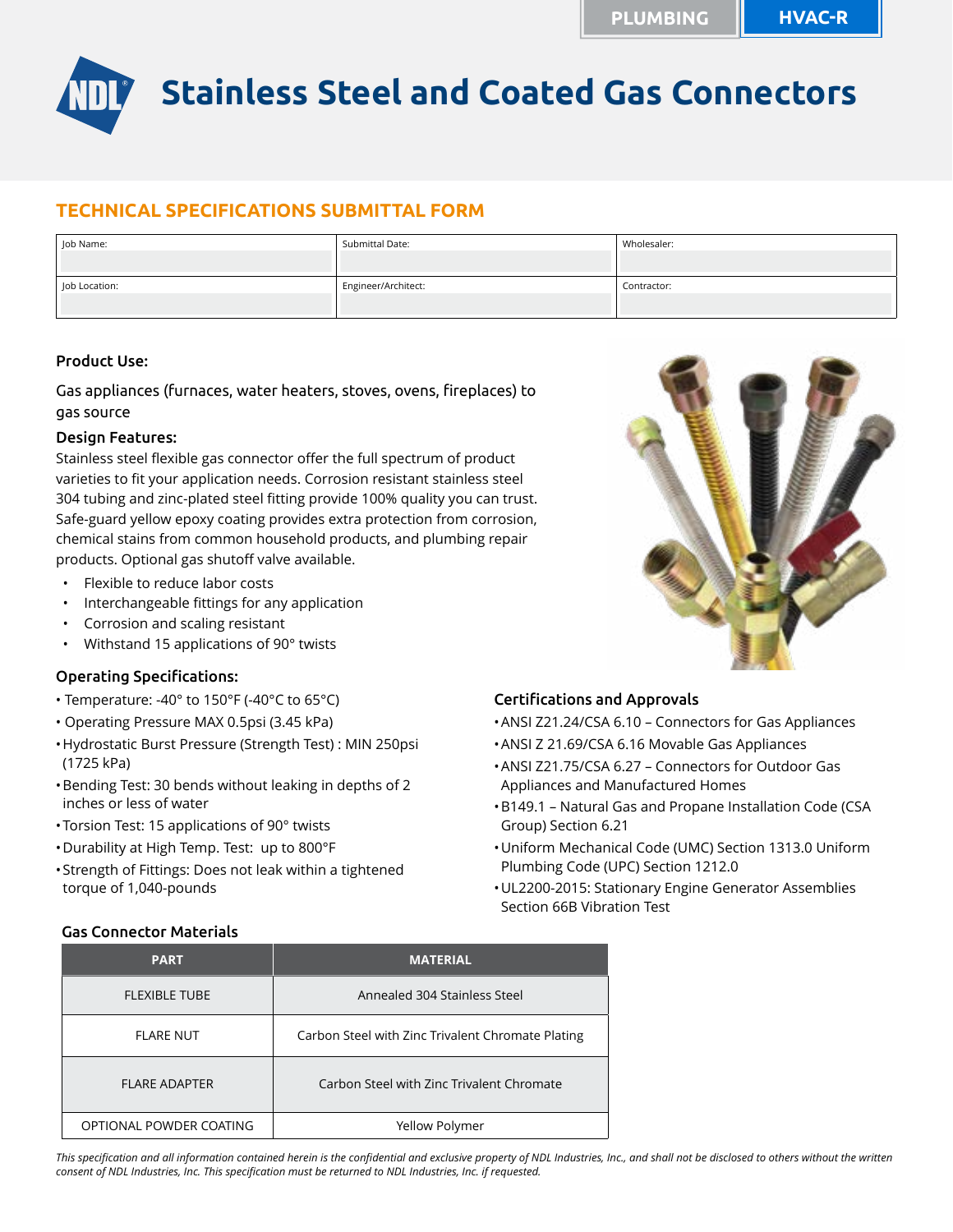PLUMBING | HVAC-R

# Stainless Steel and Coated Gas Connectors

## TECHNICAL SPECIFICATIONS SUBMITTAL FORM

| Job Name: | Submittal Date: | Wholesaler: |
|---|---|---|
| Job Location: | Engineer/Architect: | Contractor: |

### Product Use:

Gas appliances (furnaces, water heaters, stoves, ovens, fireplaces) to gas source

### Design Features:

Stainless steel flexible gas connector offer the full spectrum of product varieties to fit your application needs. Corrosion resistant stainless steel 304 tubing and zinc-plated steel fitting provide 100% quality you can trust. Safe-guard yellow epoxy coating provides extra protection from corrosion, chemical stains from common household products, and plumbing repair products. Optional gas shutoff valve available.

- Flexible to reduce labor costs
- Interchangeable fittings for any application
- Corrosion and scaling resistant
- Withstand 15 applications of 90° twists

### Operating Specifications:

- Temperature: -40° to 150°F (-40°C to 65°C)
- Operating Pressure MAX 0.5psi (3.45 kPa)
- Hydrostatic Burst Pressure (Strength Test) : MIN 250psi (1725 kPa)
- Bending Test: 30 bends without leaking in depths of 2 inches or less of water
- Torsion Test: 15 applications of 90° twists
- Durability at High Temp. Test: up to 800°F
- Strength of Fittings: Does not leak within a tightened torque of 1,040-pounds

### Certifications and Approvals

- ANSI Z21.24/CSA 6.10 – Connectors for Gas Appliances
- ANSI Z 21.69/CSA 6.16 Movable Gas Appliances
- ANSI Z21.75/CSA 6.27 – Connectors for Outdoor Gas Appliances and Manufactured Homes
- B149.1 – Natural Gas and Propane Installation Code (CSA Group) Section 6.21
- Uniform Mechanical Code (UMC) Section 1313.0 Uniform Plumbing Code (UPC) Section 1212.0
- UL2200-2015: Stationary Engine Generator Assemblies Section 66B Vibration Test

### Gas Connector Materials

| PART | MATERIAL |
|---|---|
| FLEXIBLE TUBE | Annealed 304 Stainless Steel |
| FLARE NUT | Carbon Steel with Zinc Trivalent Chromate Plating |
| FLARE ADAPTER | Carbon Steel with Zinc Trivalent Chromate |
| OPTIONAL POWDER COATING | Yellow Polymer |

*This specification and all information contained herein is the confidential and exclusive property of NDL Industries, Inc., and shall not be disclosed to others without the written consent of NDL Industries, Inc. This specification must be returned to NDL Industries, Inc. if requested.*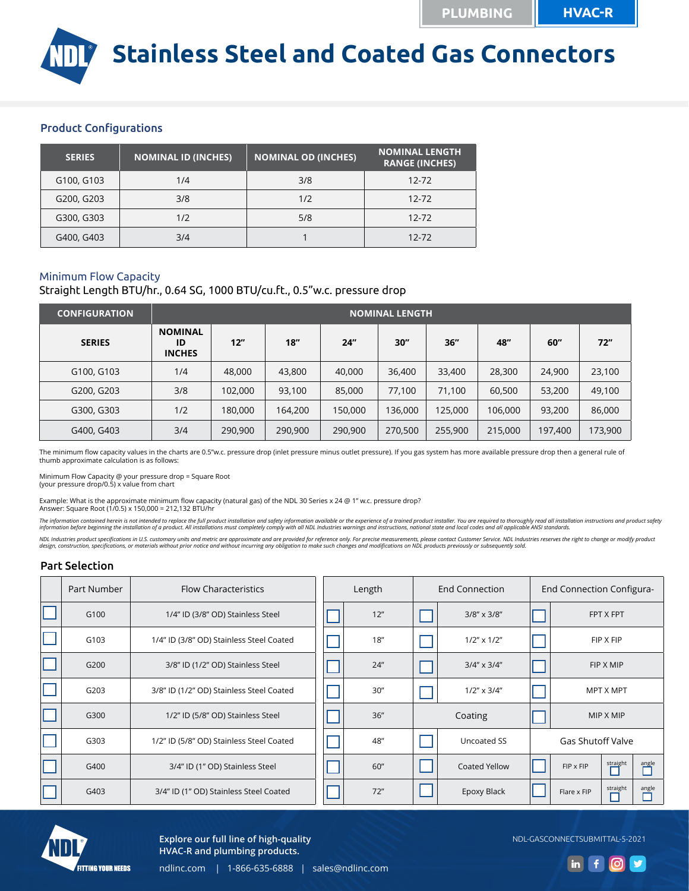# Stainless Steel and Coated Gas Connectors

## Product Configurations

| SERIES | NOMINAL ID (INCHES) | NOMINAL OD (INCHES) | NOMINAL LENGTH RANGE (INCHES) |
|---|---|---|---|
| G100, G103 | 1/4 | 3/8 | 12-72 |
| G200, G203 | 3/8 | 1/2 | 12-72 |
| G300, G303 | 1/2 | 5/8 | 12-72 |
| G400, G403 | 3/4 | 1 | 12-72 |

## Minimum Flow Capacity

Straight Length BTU/hr., 0.64 SG, 1000 BTU/cu.ft., 0.5"w.c. pressure drop

| CONFIGURATION | | NOMINAL LENGTH | | | | | | | |
|---|---|---|---|---|---|---|---|---|---|
| SERIES | NOMINAL ID INCHES | 12" | 18" | 24" | 30" | 36" | 48" | 60" | 72" |
| G100, G103 | 1/4 | 48,000 | 43,800 | 40,000 | 36,400 | 33,400 | 28,300 | 24,900 | 23,100 |
| G200, G203 | 3/8 | 102,000 | 93,100 | 85,000 | 77,100 | 71,100 | 60,500 | 53,200 | 49,100 |
| G300, G303 | 1/2 | 180,000 | 164,200 | 150,000 | 136,000 | 125,000 | 106,000 | 93,200 | 86,000 |
| G400, G403 | 3/4 | 290,900 | 290,900 | 290,900 | 270,500 | 255,900 | 215,000 | 197,400 | 173,900 |

The minimum flow capacity values in the charts are 0.5"w.c. pressure drop (inlet pressure minus outlet pressure). If you gas system has more available pressure drop then a general rule of thumb approximate calculation is as follows:

Minimum Flow Capacity @ your pressure drop = Square Root (your pressure drop/0.5) x value from chart

Example: What is the approximate minimum flow capacity (natural gas) of the NDL 30 Series x 24 @ 1" w.c. pressure drop?
Answer: Square Root (1/0.5) x 150,000 = 212,132 BTU/hr

*The information contained herein is not intended to replace the full product installation and safety information available or the experience of a trained product installer. You are required to thoroughly read all installation instructions and product safety information before beginning the installation of a product. All installations must completely comply with all NDL Industries warnings and instructions, national state and local codes and all applicable ANSI standards.*

*NDL Industries product specifications in U.S. customary units and metric are approximate and are provided for reference only. For precise measurements, please contact Customer Service. NDL Industries reserves the right to change or modify product design, construction, specifications, or materials without prior notice and without incurring any obligation to make such changes and modifications on NDL products previously or subsequently sold.*

## Part Selection

| ☐ | Part Number | Flow Characteristics |
|---|---|---|
| ☐ | G100 | 1/4" ID (3/8" OD) Stainless Steel |
| ☐ | G103 | 1/4" ID (3/8" OD) Stainless Steel Coated |
| ☐ | G200 | 3/8" ID (1/2" OD) Stainless Steel |
| ☐ | G203 | 3/8" ID (1/2" OD) Stainless Steel Coated |
| ☐ | G300 | 1/2" ID (5/8" OD) Stainless Steel |
| ☐ | G303 | 1/2" ID (5/8" OD) Stainless Steel Coated |
| ☐ | G400 | 3/4" ID (1" OD) Stainless Steel |
| ☐ | G403 | 3/4" ID (1" OD) Stainless Steel Coated |

| Length | | End Connection | | End Connection Configura- | | | |
|---|---|---|---|---|---|---|---|
| ☐ | 12" | ☐ | 3/8" x 3/8" | ☐ | FPT X FPT | | |
| ☐ | 18" | ☐ | 1/2" x 1/2" | ☐ | FIP X FIP | | |
| ☐ | 24" | ☐ | 3/4" x 3/4" | ☐ | FIP X MIP | | |
| ☐ | 30" | ☐ | 1/2" x 3/4" | ☐ | MPT X MPT | | |
| ☐ | 36" | Coating | | ☐ | MIP X MIP | | |
| ☐ | 48" | ☐ | Uncoated SS | Gas Shutoff Valve | | | |
| ☐ | 60" | ☐ | Coated Yellow | ☐ | FIP x FIP | straight ☐ | angle ☐ |
| ☐ | 72" | ☐ | Epoxy Black | ☐ | Flare x FIP | straight ☐ | angle ☐ |

FITTING YOUR NEEDS

Explore our full line of high-quality HVAC-R and plumbing products.

ndlinc.com | 1-866-635-6888 | sales@ndlinc.com

NDL-GASCONNECTSUBMITTAL-5-2021